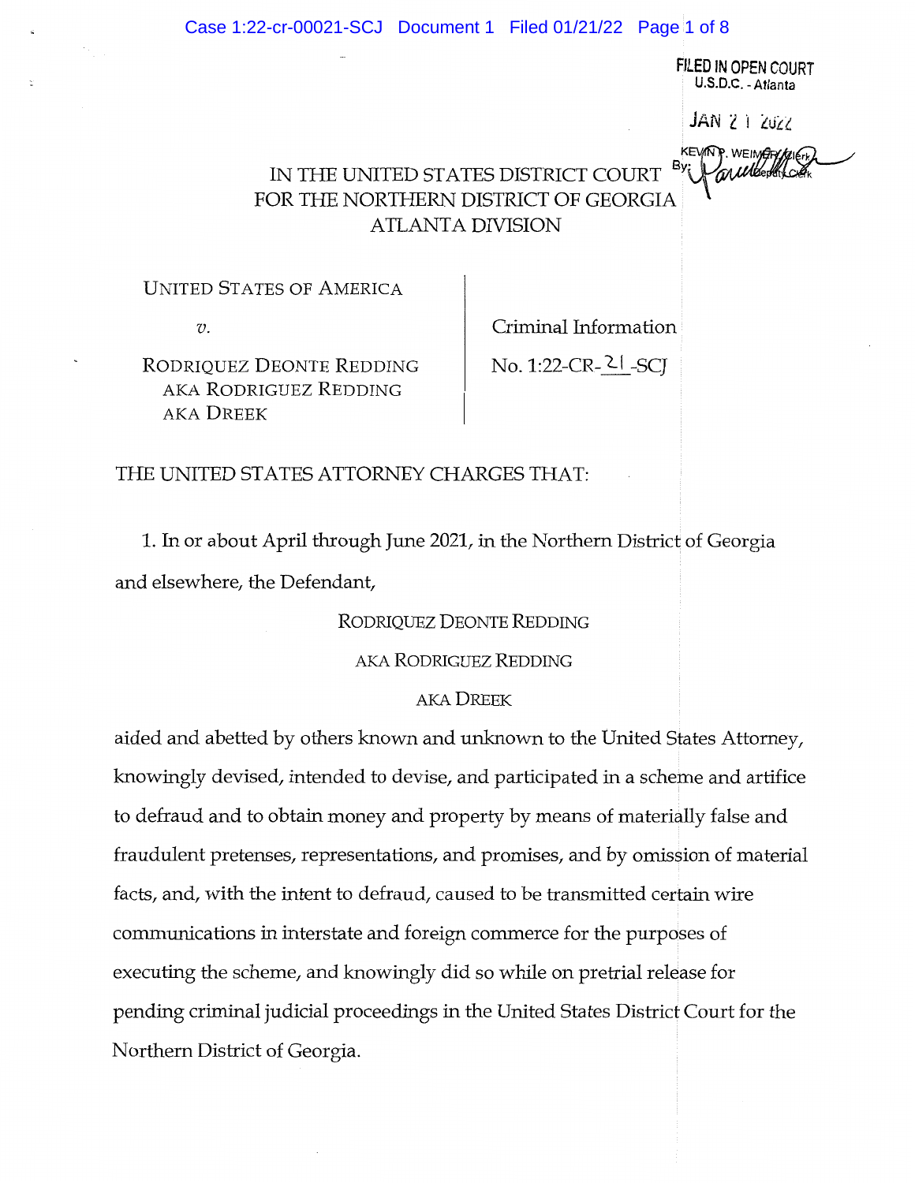FILED IN OPEN COURT
U.S.D.C. - Atlanta

JAN 21 2022

KEVIN P. WEIMER, Clerk
By: Deputy Clerk

IN THE UNITED STATES DISTRICT COURT
FOR THE NORTHERN DISTRICT OF GEORGIA
ATLANTA DIVISION

| | |
|---|---|
| UNITED STATES OF AMERICA | Criminal Information |
| *v.* | No. 1:22-CR-21-SCJ |
| RODRIQUEZ DEONTE REDDING AKA RODRIGUEZ REDDING AKA DREEK | |

THE UNITED STATES ATTORNEY CHARGES THAT:

1. In or about April through June 2021, in the Northern District of Georgia and elsewhere, the Defendant,

RODRIQUEZ DEONTE REDDING
AKA RODRIGUEZ REDDING
AKA DREEK

aided and abetted by others known and unknown to the United States Attorney, knowingly devised, intended to devise, and participated in a scheme and artifice to defraud and to obtain money and property by means of materially false and fraudulent pretenses, representations, and promises, and by omission of material facts, and, with the intent to defraud, caused to be transmitted certain wire communications in interstate and foreign commerce for the purposes of executing the scheme, and knowingly did so while on pretrial release for pending criminal judicial proceedings in the United States District Court for the Northern District of Georgia.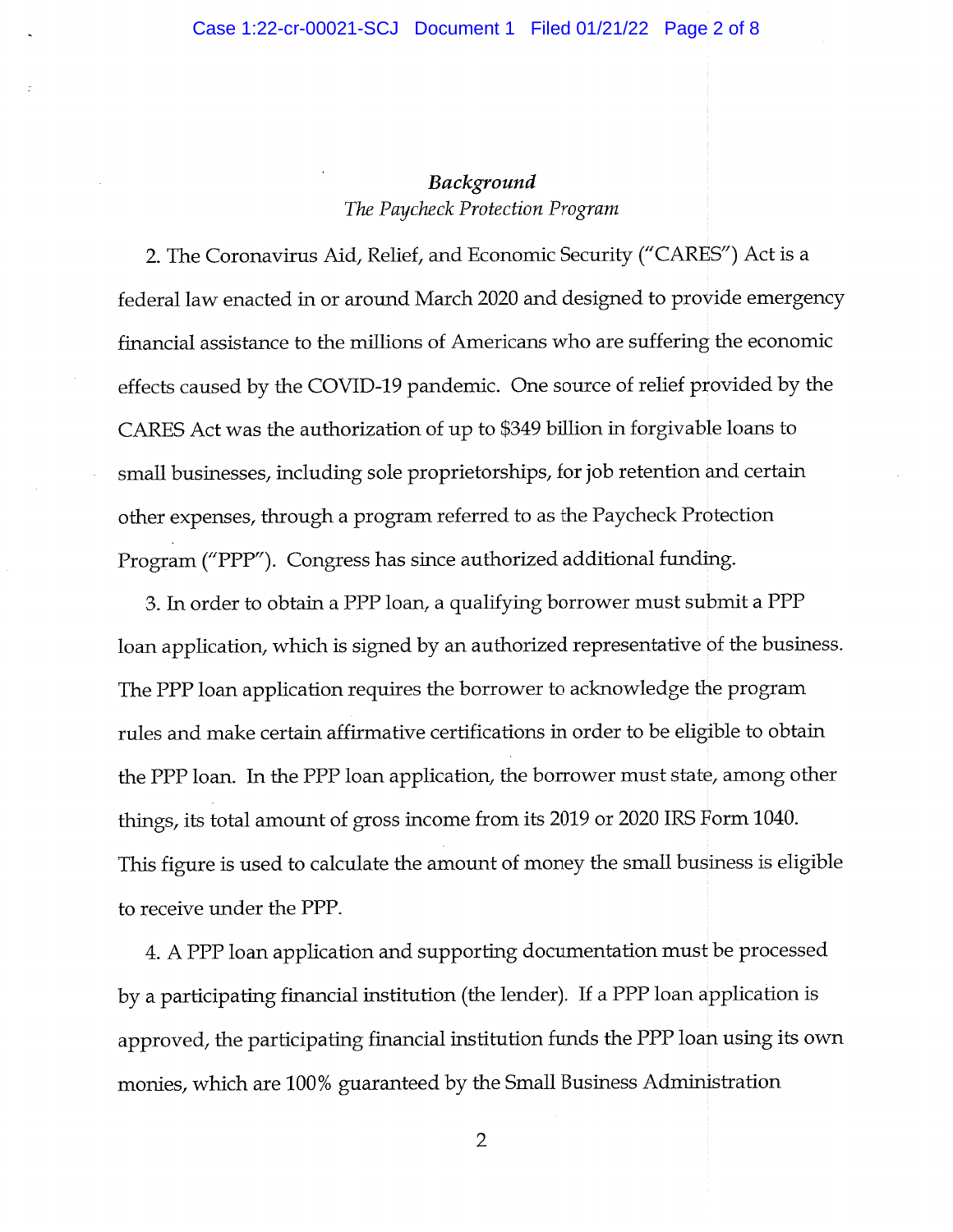## *Background*

*The Paycheck Protection Program*

2. The Coronavirus Aid, Relief, and Economic Security ("CARES") Act is a federal law enacted in or around March 2020 and designed to provide emergency financial assistance to the millions of Americans who are suffering the economic effects caused by the COVID-19 pandemic. One source of relief provided by the CARES Act was the authorization of up to $349 billion in forgivable loans to small businesses, including sole proprietorships, for job retention and certain other expenses, through a program referred to as the Paycheck Protection Program ("PPP"). Congress has since authorized additional funding.

3. In order to obtain a PPP loan, a qualifying borrower must submit a PPP loan application, which is signed by an authorized representative of the business. The PPP loan application requires the borrower to acknowledge the program rules and make certain affirmative certifications in order to be eligible to obtain the PPP loan. In the PPP loan application, the borrower must state, among other things, its total amount of gross income from its 2019 or 2020 IRS Form 1040. This figure is used to calculate the amount of money the small business is eligible to receive under the PPP.

4. A PPP loan application and supporting documentation must be processed by a participating financial institution (the lender). If a PPP loan application is approved, the participating financial institution funds the PPP loan using its own monies, which are 100% guaranteed by the Small Business Administration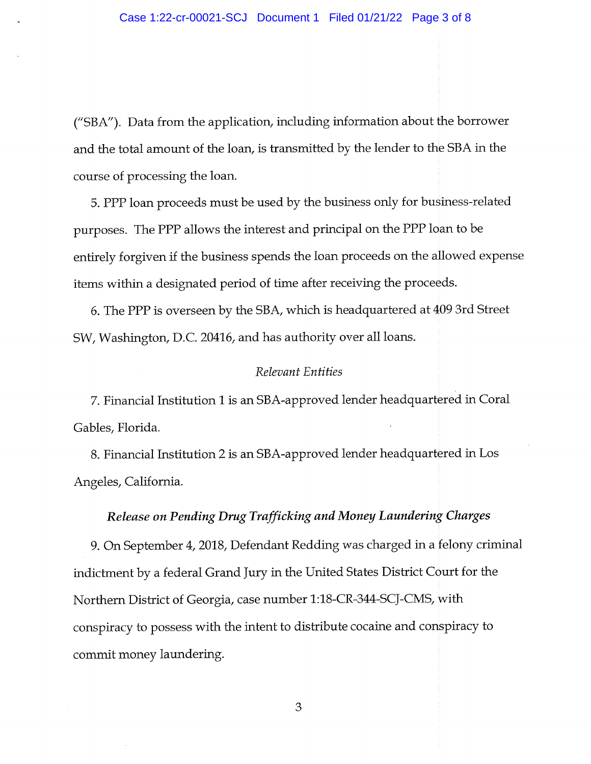("SBA"). Data from the application, including information about the borrower and the total amount of the loan, is transmitted by the lender to the SBA in the course of processing the loan.

5. PPP loan proceeds must be used by the business only for business-related purposes. The PPP allows the interest and principal on the PPP loan to be entirely forgiven if the business spends the loan proceeds on the allowed expense items within a designated period of time after receiving the proceeds.

6. The PPP is overseen by the SBA, which is headquartered at 409 3rd Street SW, Washington, D.C. 20416, and has authority over all loans.

*Relevant Entities*

7. Financial Institution 1 is an SBA-approved lender headquartered in Coral Gables, Florida.

8. Financial Institution 2 is an SBA-approved lender headquartered in Los Angeles, California.

***Release on Pending Drug Trafficking and Money Laundering Charges***

9. On September 4, 2018, Defendant Redding was charged in a felony criminal indictment by a federal Grand Jury in the United States District Court for the Northern District of Georgia, case number 1:18-CR-344-SCJ-CMS, with conspiracy to possess with the intent to distribute cocaine and conspiracy to commit money laundering.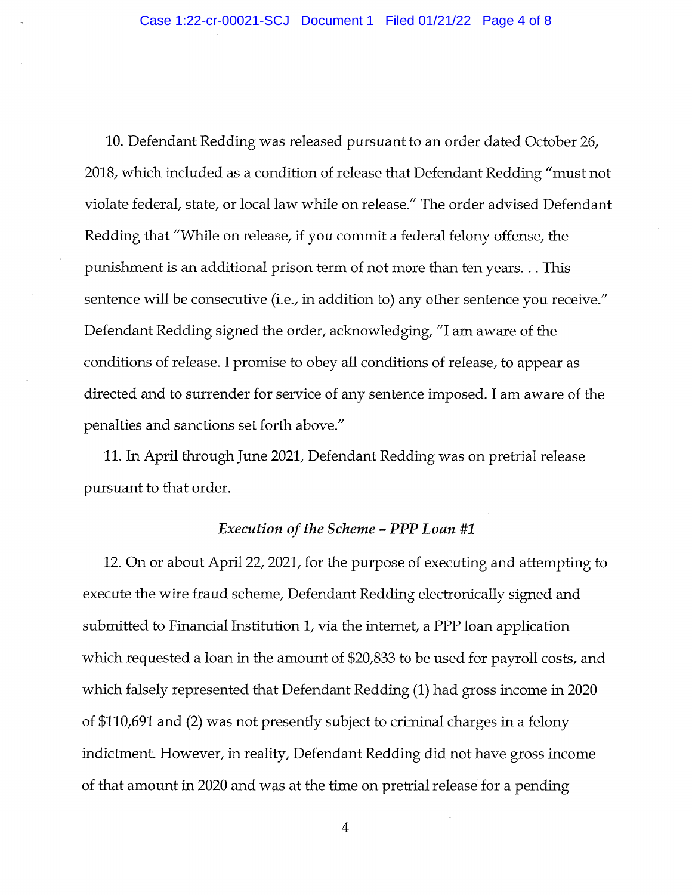10. Defendant Redding was released pursuant to an order dated October 26, 2018, which included as a condition of release that Defendant Redding "must not violate federal, state, or local law while on release." The order advised Defendant Redding that "While on release, if you commit a federal felony offense, the punishment is an additional prison term of not more than ten years. . . This sentence will be consecutive (i.e., in addition to) any other sentence you receive." Defendant Redding signed the order, acknowledging, "I am aware of the conditions of release. I promise to obey all conditions of release, to appear as directed and to surrender for service of any sentence imposed. I am aware of the penalties and sanctions set forth above."

11. In April through June 2021, Defendant Redding was on pretrial release pursuant to that order.

### *Execution of the Scheme – PPP Loan #1*

12. On or about April 22, 2021, for the purpose of executing and attempting to execute the wire fraud scheme, Defendant Redding electronically signed and submitted to Financial Institution 1, via the internet, a PPP loan application which requested a loan in the amount of $20,833 to be used for payroll costs, and which falsely represented that Defendant Redding (1) had gross income in 2020 of $110,691 and (2) was not presently subject to criminal charges in a felony indictment. However, in reality, Defendant Redding did not have gross income of that amount in 2020 and was at the time on pretrial release for a pending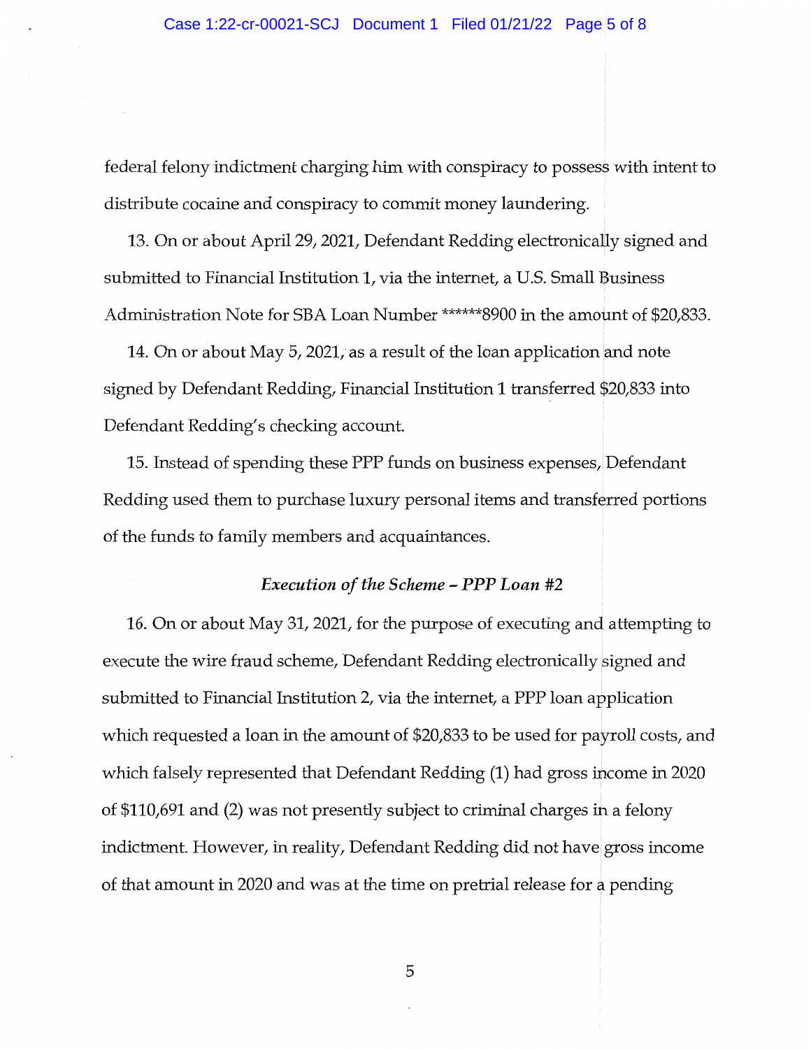federal felony indictment charging him with conspiracy to possess with intent to distribute cocaine and conspiracy to commit money laundering.

13. On or about April 29, 2021, Defendant Redding electronically signed and submitted to Financial Institution 1, via the internet, a U.S. Small Business Administration Note for SBA Loan Number ******8900 in the amount of $20,833.

14. On or about May 5, 2021, as a result of the loan application and note signed by Defendant Redding, Financial Institution 1 transferred $20,833 into Defendant Redding's checking account.

15. Instead of spending these PPP funds on business expenses, Defendant Redding used them to purchase luxury personal items and transferred portions of the funds to family members and acquaintances.

*Execution of the Scheme – PPP Loan #2*

16. On or about May 31, 2021, for the purpose of executing and attempting to execute the wire fraud scheme, Defendant Redding electronically signed and submitted to Financial Institution 2, via the internet, a PPP loan application which requested a loan in the amount of $20,833 to be used for payroll costs, and which falsely represented that Defendant Redding (1) had gross income in 2020 of $110,691 and (2) was not presently subject to criminal charges in a felony indictment. However, in reality, Defendant Redding did not have gross income of that amount in 2020 and was at the time on pretrial release for a pending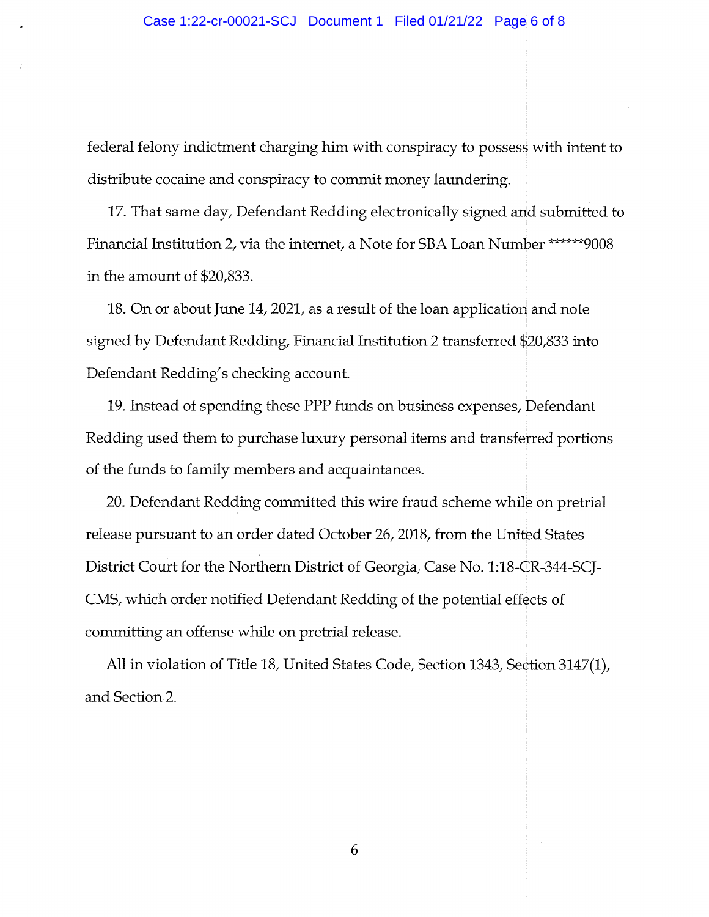federal felony indictment charging him with conspiracy to possess with intent to distribute cocaine and conspiracy to commit money laundering.

17. That same day, Defendant Redding electronically signed and submitted to Financial Institution 2, via the internet, a Note for SBA Loan Number ******9008 in the amount of $20,833.

18. On or about June 14, 2021, as a result of the loan application and note signed by Defendant Redding, Financial Institution 2 transferred $20,833 into Defendant Redding's checking account.

19. Instead of spending these PPP funds on business expenses, Defendant Redding used them to purchase luxury personal items and transferred portions of the funds to family members and acquaintances.

20. Defendant Redding committed this wire fraud scheme while on pretrial release pursuant to an order dated October 26, 2018, from the United States District Court for the Northern District of Georgia, Case No. 1:18-CR-344-SCJ-CMS, which order notified Defendant Redding of the potential effects of committing an offense while on pretrial release.

All in violation of Title 18, United States Code, Section 1343, Section 3147(1), and Section 2.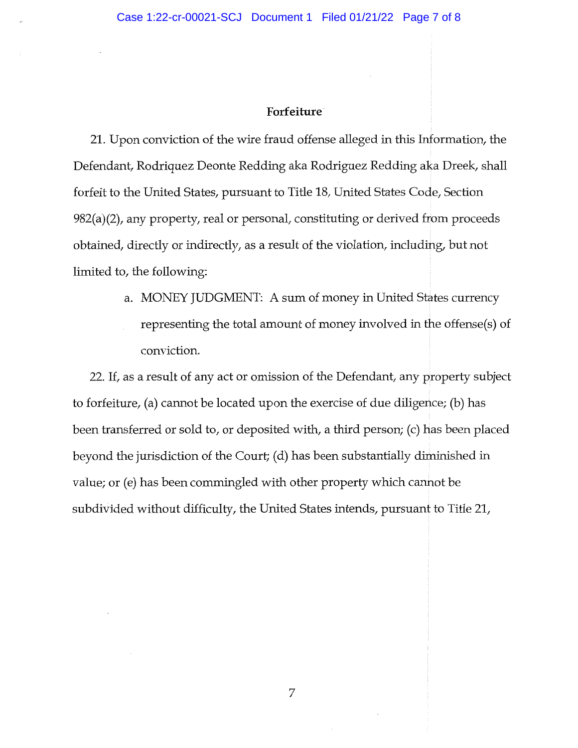**Forfeiture**

21. Upon conviction of the wire fraud offense alleged in this Information, the Defendant, Rodriquez Deonte Redding aka Rodriguez Redding aka Dreek, shall forfeit to the United States, pursuant to Title 18, United States Code, Section 982(a)(2), any property, real or personal, constituting or derived from proceeds obtained, directly or indirectly, as a result of the violation, including, but not limited to, the following:

   a. MONEY JUDGMENT: A sum of money in United States currency representing the total amount of money involved in the offense(s) of conviction.

22. If, as a result of any act or omission of the Defendant, any property subject to forfeiture, (a) cannot be located upon the exercise of due diligence; (b) has been transferred or sold to, or deposited with, a third person; (c) has been placed beyond the jurisdiction of the Court; (d) has been substantially diminished in value; or (e) has been commingled with other property which cannot be subdivided without difficulty, the United States intends, pursuant to Title 21,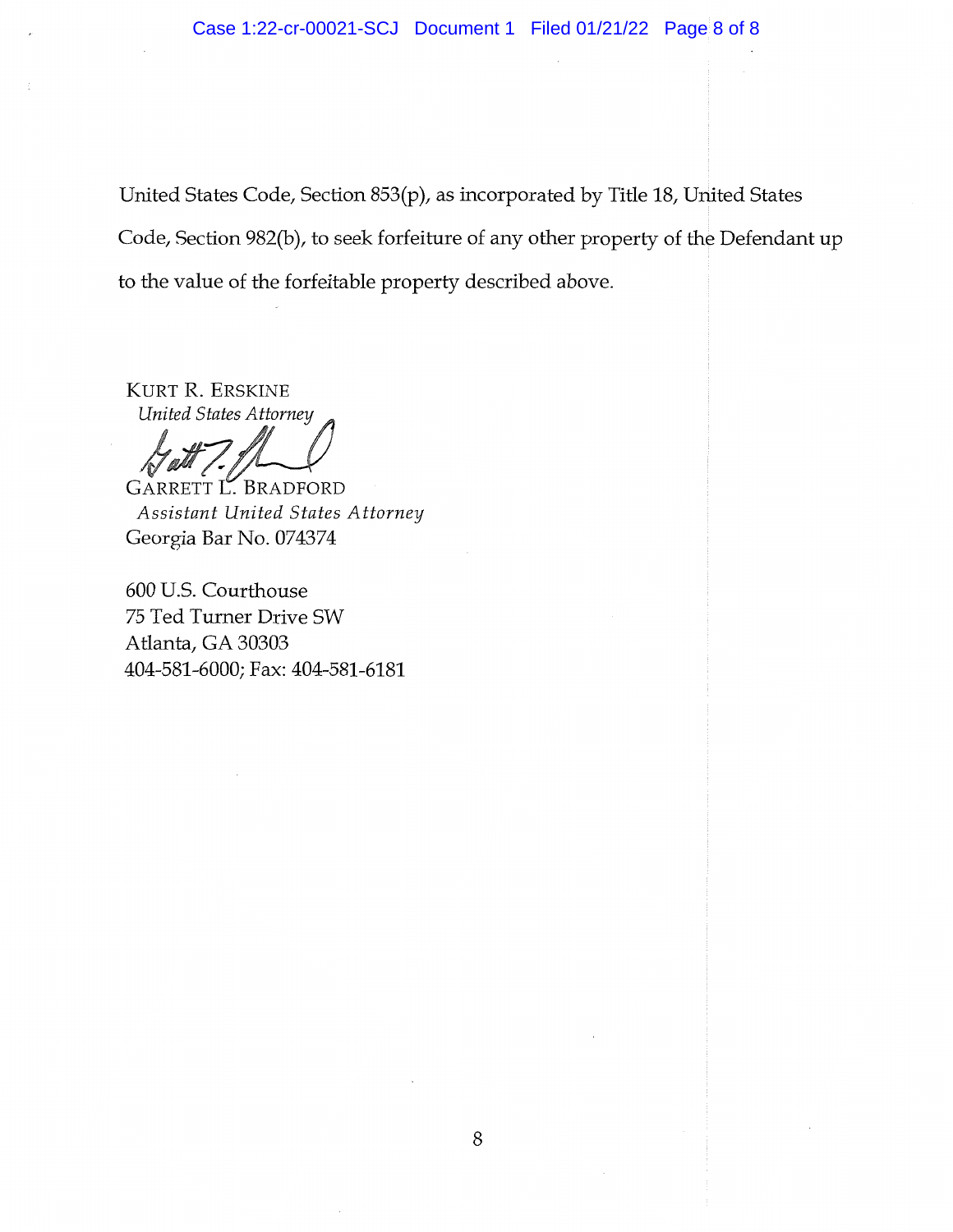United States Code, Section 853(p), as incorporated by Title 18, United States Code, Section 982(b), to seek forfeiture of any other property of the Defendant up to the value of the forfeitable property described above.

KURT R. ERSKINE
*United States Attorney*

GARRETT L. BRADFORD
*Assistant United States Attorney*
Georgia Bar No. 074374

600 U.S. Courthouse
75 Ted Turner Drive SW
Atlanta, GA 30303
404-581-6000; Fax: 404-581-6181